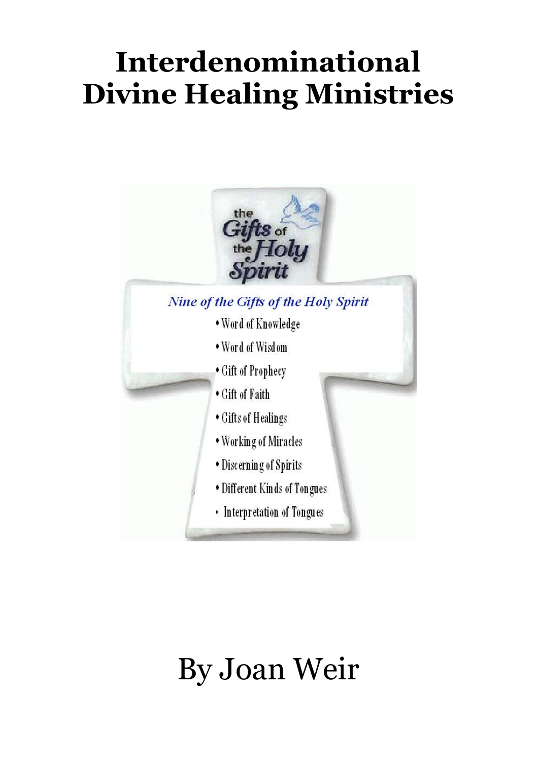# Interdenominational Divine Healing Ministries

the *Gifts* of the *Holy Spirit*

*Nine of the Gifts of the Holy Spirit*

- Word of Knowledge
- Word of Wisdom
- Gift of Prophecy
- Gift of Faith
- Gifts of Healings
- Working of Miracles
- Discerning of Spirits
- Different Kinds of Tongues
- Interpretation of Tongues

By Joan Weir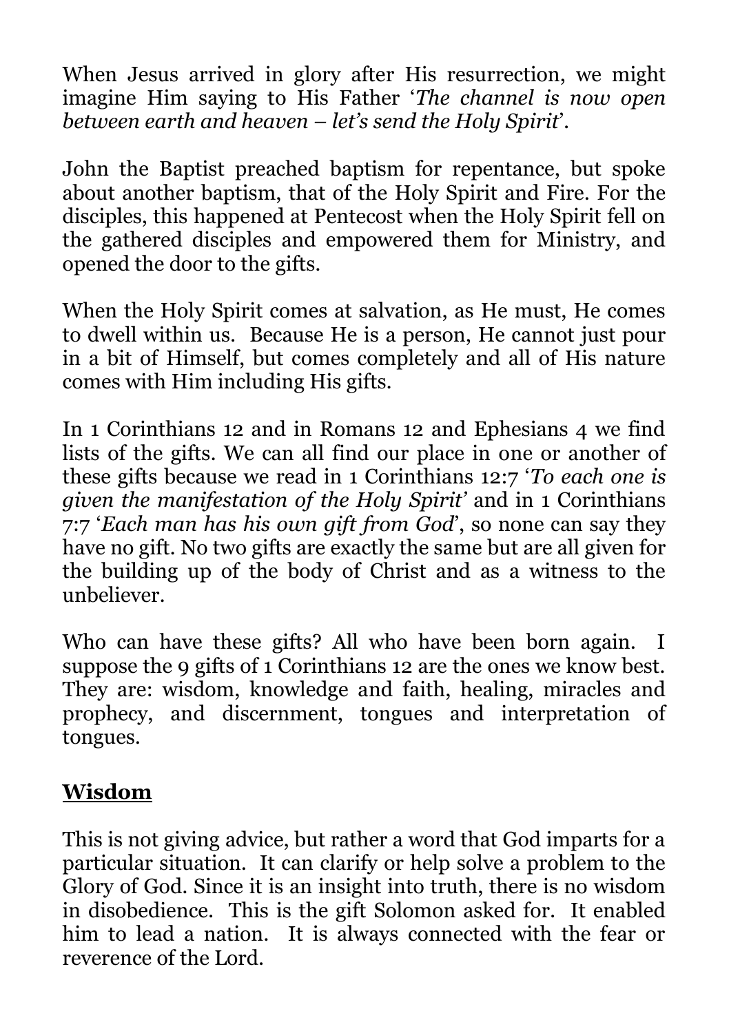When Jesus arrived in glory after His resurrection, we might imagine Him saying to His Father '*The channel is now open between earth and heaven – let's send the Holy Spirit*'.

John the Baptist preached baptism for repentance, but spoke about another baptism, that of the Holy Spirit and Fire. For the disciples, this happened at Pentecost when the Holy Spirit fell on the gathered disciples and empowered them for Ministry, and opened the door to the gifts.

When the Holy Spirit comes at salvation, as He must, He comes to dwell within us. Because He is a person, He cannot just pour in a bit of Himself, but comes completely and all of His nature comes with Him including His gifts.

In 1 Corinthians 12 and in Romans 12 and Ephesians 4 we find lists of the gifts. We can all find our place in one or another of these gifts because we read in 1 Corinthians 12:7 '*To each one is given the manifestation of the Holy Spirit*' and in 1 Corinthians 7:7 '*Each man has his own gift from God*', so none can say they have no gift. No two gifts are exactly the same but are all given for the building up of the body of Christ and as a witness to the unbeliever.

Who can have these gifts? All who have been born again. I suppose the 9 gifts of 1 Corinthians 12 are the ones we know best. They are: wisdom, knowledge and faith, healing, miracles and prophecy, and discernment, tongues and interpretation of tongues.

## **Wisdom**

This is not giving advice, but rather a word that God imparts for a particular situation. It can clarify or help solve a problem to the Glory of God. Since it is an insight into truth, there is no wisdom in disobedience. This is the gift Solomon asked for. It enabled him to lead a nation. It is always connected with the fear or reverence of the Lord.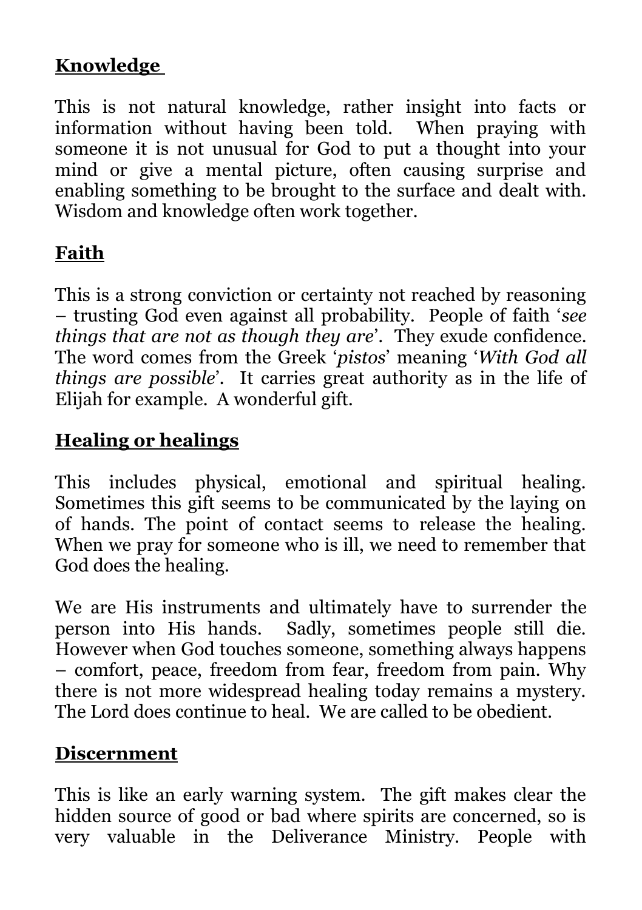**Knowledge**

This is not natural knowledge, rather insight into facts or information without having been told. When praying with someone it is not unusual for God to put a thought into your mind or give a mental picture, often causing surprise and enabling something to be brought to the surface and dealt with. Wisdom and knowledge often work together.

**Faith**

This is a strong conviction or certainty not reached by reasoning – trusting God even against all probability. People of faith '*see things that are not as though they are*'. They exude confidence. The word comes from the Greek '*pistos*' meaning '*With God all things are possible*'. It carries great authority as in the life of Elijah for example. A wonderful gift.

**Healing or healings**

This includes physical, emotional and spiritual healing. Sometimes this gift seems to be communicated by the laying on of hands. The point of contact seems to release the healing. When we pray for someone who is ill, we need to remember that God does the healing.

We are His instruments and ultimately have to surrender the person into His hands. Sadly, sometimes people still die. However when God touches someone, something always happens – comfort, peace, freedom from fear, freedom from pain. Why there is not more widespread healing today remains a mystery. The Lord does continue to heal. We are called to be obedient.

**Discernment**

This is like an early warning system. The gift makes clear the hidden source of good or bad where spirits are concerned, so is very valuable in the Deliverance Ministry. People with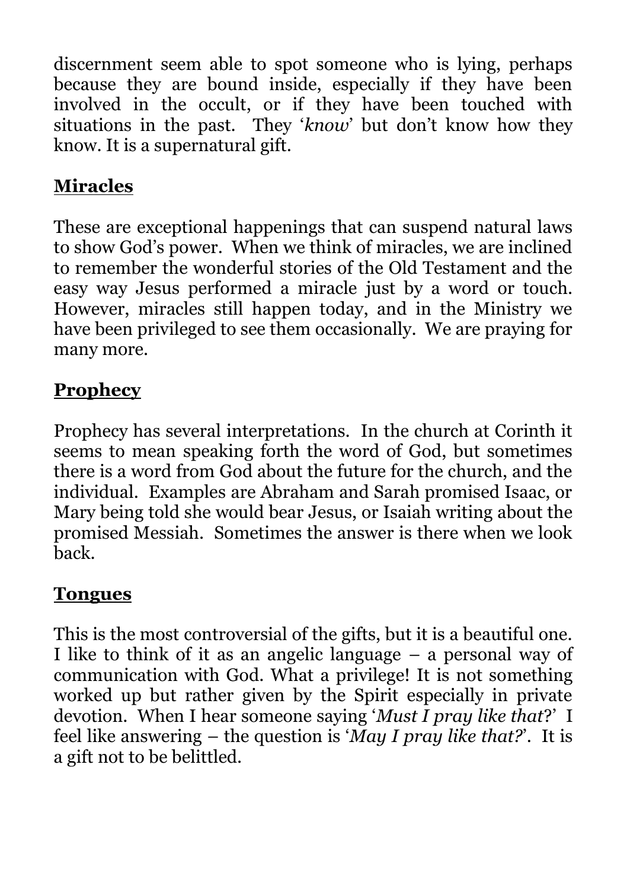discernment seem able to spot someone who is lying, perhaps because they are bound inside, especially if they have been involved in the occult, or if they have been touched with situations in the past. They '*know*' but don't know how they know. It is a supernatural gift.

## Miracles

These are exceptional happenings that can suspend natural laws to show God's power. When we think of miracles, we are inclined to remember the wonderful stories of the Old Testament and the easy way Jesus performed a miracle just by a word or touch. However, miracles still happen today, and in the Ministry we have been privileged to see them occasionally. We are praying for many more.

## Prophecy

Prophecy has several interpretations. In the church at Corinth it seems to mean speaking forth the word of God, but sometimes there is a word from God about the future for the church, and the individual. Examples are Abraham and Sarah promised Isaac, or Mary being told she would bear Jesus, or Isaiah writing about the promised Messiah. Sometimes the answer is there when we look back.

## Tongues

This is the most controversial of the gifts, but it is a beautiful one. I like to think of it as an angelic language – a personal way of communication with God. What a privilege! It is not something worked up but rather given by the Spirit especially in private devotion. When I hear someone saying '*Must I pray like that*?' I feel like answering – the question is '*May I pray like that?*'. It is a gift not to be belittled.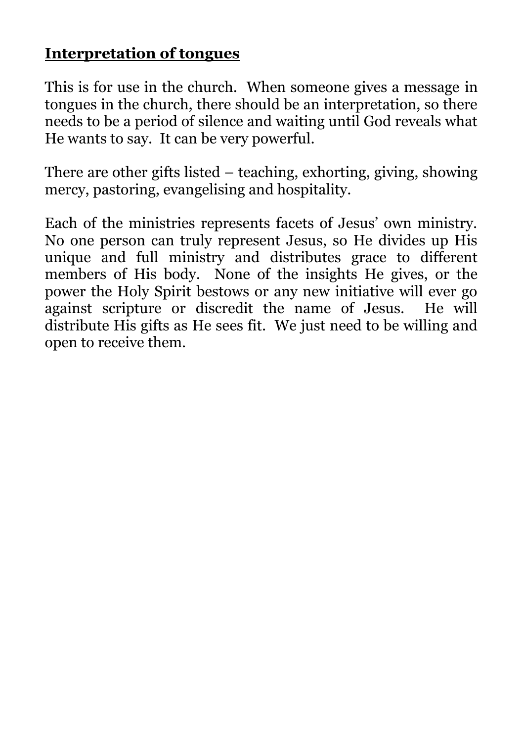**Interpretation of tongues**

This is for use in the church. When someone gives a message in tongues in the church, there should be an interpretation, so there needs to be a period of silence and waiting until God reveals what He wants to say. It can be very powerful.

There are other gifts listed – teaching, exhorting, giving, showing mercy, pastoring, evangelising and hospitality.

Each of the ministries represents facets of Jesus' own ministry. No one person can truly represent Jesus, so He divides up His unique and full ministry and distributes grace to different members of His body. None of the insights He gives, or the power the Holy Spirit bestows or any new initiative will ever go against scripture or discredit the name of Jesus. He will distribute His gifts as He sees fit. We just need to be willing and open to receive them.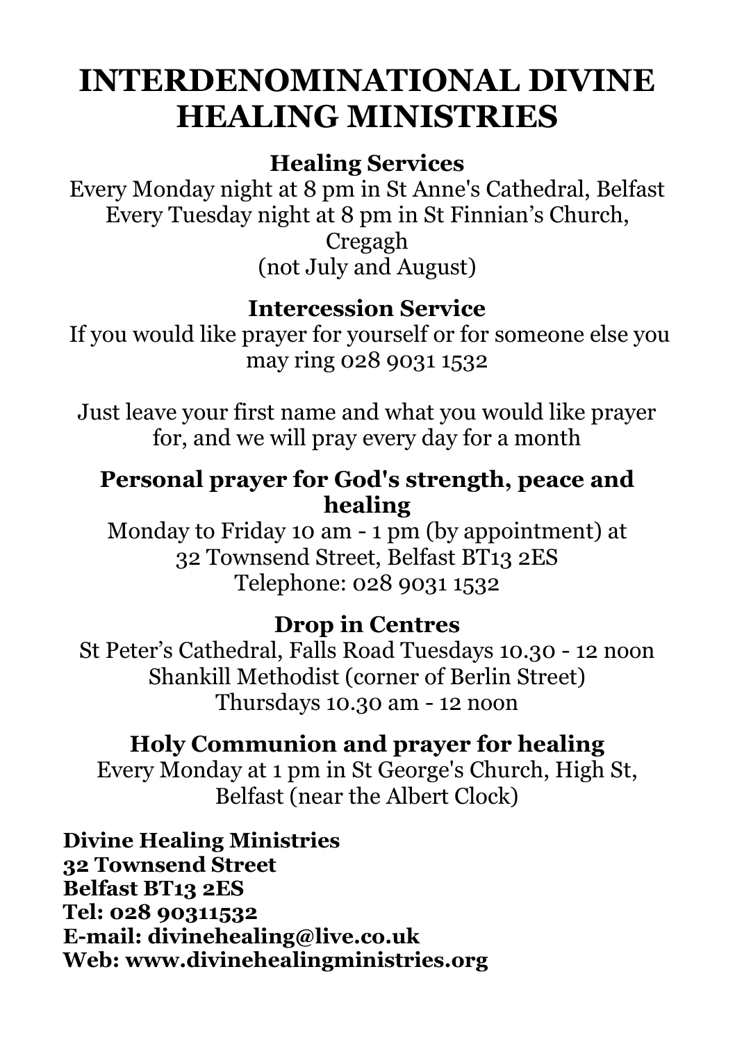# INTERDENOMINATIONAL DIVINE HEALING MINISTRIES

## Healing Services

Every Monday night at 8 pm in St Anne's Cathedral, Belfast
Every Tuesday night at 8 pm in St Finnian's Church, Cregagh
(not July and August)

## Intercession Service

If you would like prayer for yourself or for someone else you may ring 028 9031 1532

Just leave your first name and what you would like prayer for, and we will pray every day for a month

## Personal prayer for God's strength, peace and healing

Monday to Friday 10 am - 1 pm (by appointment) at
32 Townsend Street, Belfast BT13 2ES
Telephone: 028 9031 1532

## Drop in Centres

St Peter's Cathedral, Falls Road Tuesdays 10.30 - 12 noon
Shankill Methodist (corner of Berlin Street)
Thursdays 10.30 am - 12 noon

## Holy Communion and prayer for healing

Every Monday at 1 pm in St George's Church, High St, Belfast (near the Albert Clock)

**Divine Healing Ministries**
**32 Townsend Street**
**Belfast BT13 2ES**
**Tel: 028 90311532**
**E-mail: divinehealing@live.co.uk**
**Web: www.divinehealingministries.org**